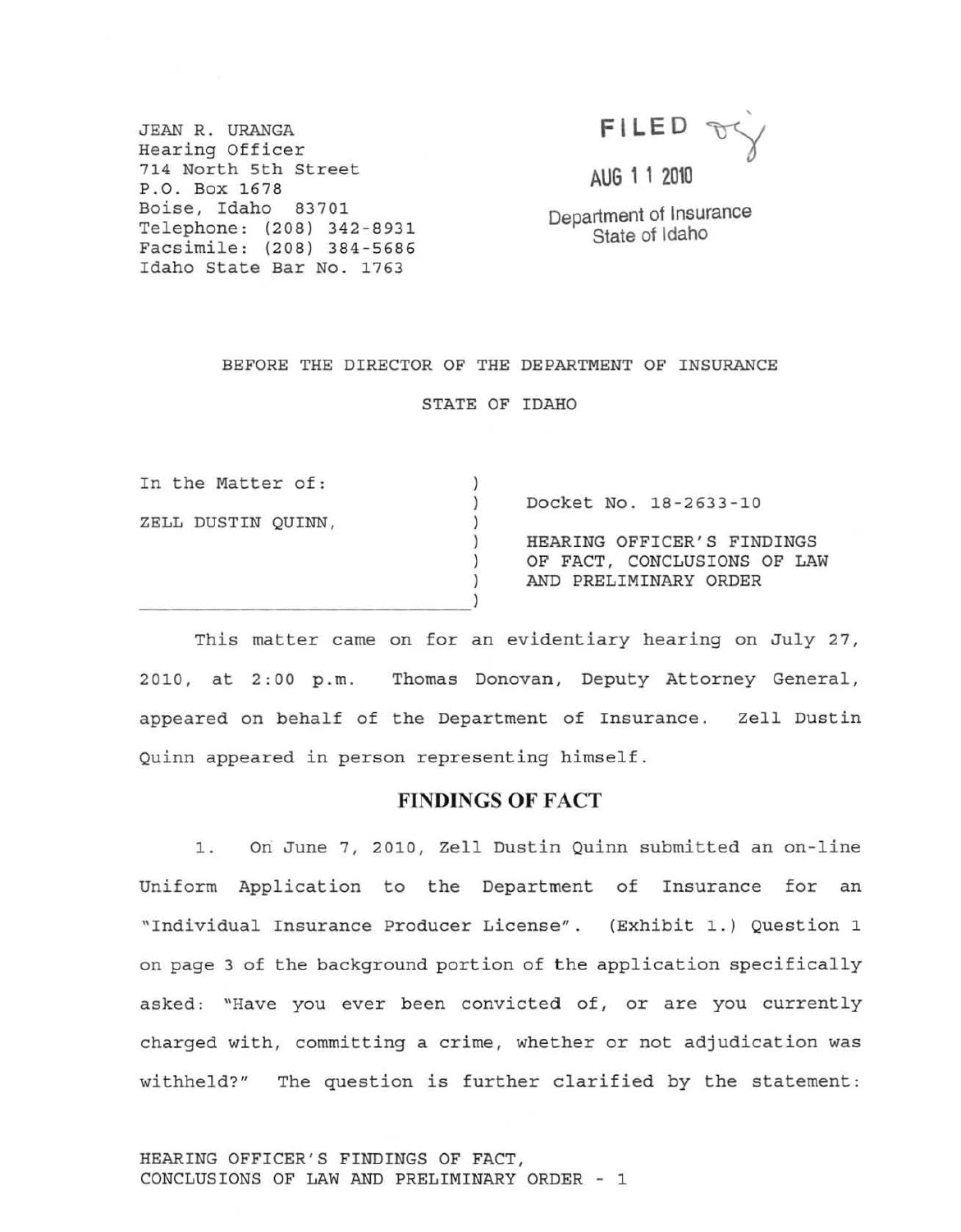JEAN R. URANGA
Hearing Officer
714 North 5th Street
P.O. Box 1678
Boise, Idaho 83701
Telephone: (208) 342-8931
Facsimile: (208) 384-5686
Idaho State Bar No. 1763

FILED
AUG 11 2010
Department of Insurance
State of Idaho

BEFORE THE DIRECTOR OF THE DEPARTMENT OF INSURANCE

STATE OF IDAHO

In the Matter of:

ZELL DUSTIN QUINN,

Docket No. 18-2633-10

HEARING OFFICER'S FINDINGS OF FACT, CONCLUSIONS OF LAW AND PRELIMINARY ORDER

This matter came on for an evidentiary hearing on July 27, 2010, at 2:00 p.m. Thomas Donovan, Deputy Attorney General, appeared on behalf of the Department of Insurance. Zell Dustin Quinn appeared in person representing himself.

## FINDINGS OF FACT

1. On June 7, 2010, Zell Dustin Quinn submitted an on-line Uniform Application to the Department of Insurance for an "Individual Insurance Producer License". (Exhibit 1.) Question 1 on page 3 of the background portion of the application specifically asked: "Have you ever been convicted of, or are you currently charged with, committing a crime, whether or not adjudication was withheld?" The question is further clarified by the statement: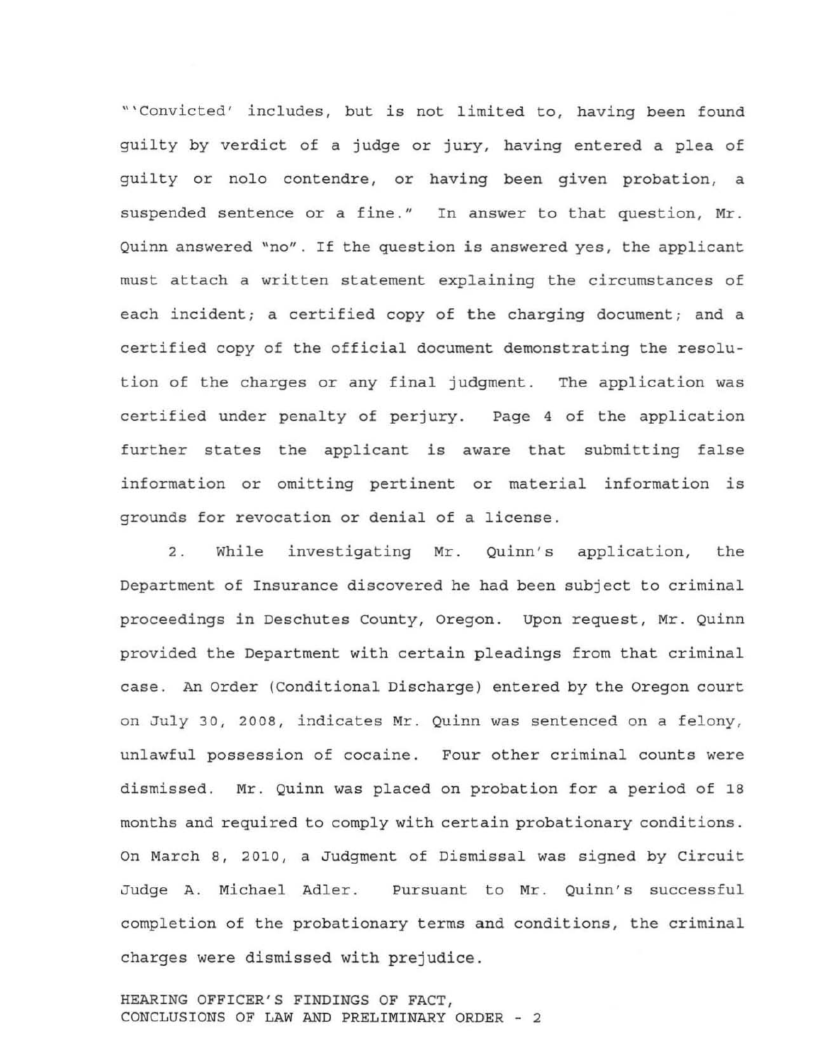"'Convicted' includes, but is not limited to, having been found guilty by verdict of a judge or jury, having entered a plea of guilty or nolo contendre, or having been given probation, a suspended sentence or a fine." In answer to that question, Mr. Quinn answered "no". If the question is answered yes, the applicant must attach a written statement explaining the circumstances of each incident; a certified copy of the charging document; and a certified copy of the official document demonstrating the resolution of the charges or any final judgment. The application was certified under penalty of perjury. Page 4 of the application further states the applicant is aware that submitting false information or omitting pertinent or material information is grounds for revocation or denial of a license.

2. While investigating Mr. Quinn's application, the Department of Insurance discovered he had been subject to criminal proceedings in Deschutes County, Oregon. Upon request, Mr. Quinn provided the Department with certain pleadings from that criminal case. An Order (Conditional Discharge) entered by the Oregon court on July 30, 2008, indicates Mr. Quinn was sentenced on a felony, unlawful possession of cocaine. Four other criminal counts were dismissed. Mr. Quinn was placed on probation for a period of 18 months and required to comply with certain probationary conditions. On March 8, 2010, a Judgment of Dismissal was signed by Circuit Judge A. Michael Adler. Pursuant to Mr. Quinn's successful completion of the probationary terms and conditions, the criminal charges were dismissed with prejudice.

HEARING OFFICER'S FINDINGS OF FACT, CONCLUSIONS OF LAW AND PRELIMINARY ORDER - 2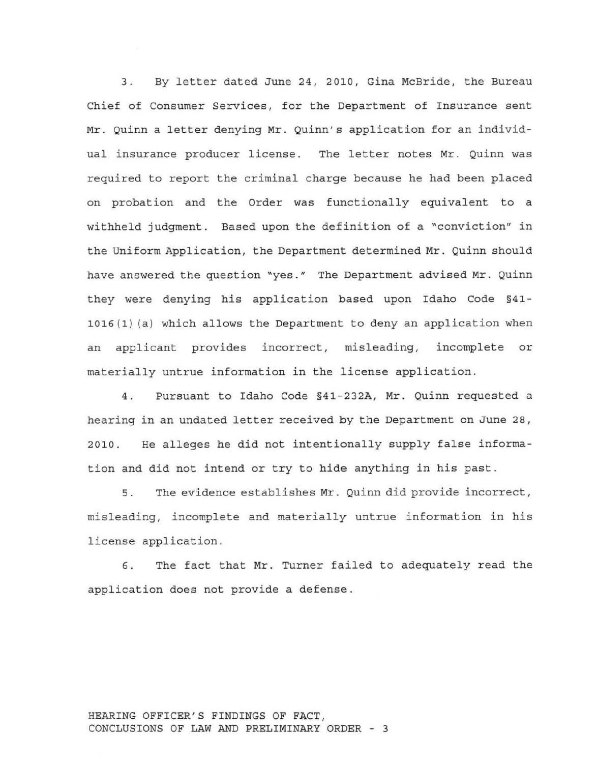3. By letter dated June 24, 2010, Gina McBride, the Bureau Chief of Consumer Services, for the Department of Insurance sent Mr. Quinn a letter denying Mr. Quinn's application for an individual insurance producer license. The letter notes Mr. Quinn was required to report the criminal charge because he had been placed on probation and the Order was functionally equivalent to a withheld judgment. Based upon the definition of a "conviction" in the Uniform Application, the Department determined Mr. Quinn should have answered the question "yes." The Department advised Mr. Quinn they were denying his application based upon Idaho Code §41-1016(1)(a) which allows the Department to deny an application when an applicant provides incorrect, misleading, incomplete or materially untrue information in the license application.

4. Pursuant to Idaho Code §41-232A, Mr. Quinn requested a hearing in an undated letter received by the Department on June 28, 2010. He alleges he did not intentionally supply false information and did not intend or try to hide anything in his past.

5. The evidence establishes Mr. Quinn did provide incorrect, misleading, incomplete and materially untrue information in his license application.

6. The fact that Mr. Turner failed to adequately read the application does not provide a defense.

HEARING OFFICER'S FINDINGS OF FACT, CONCLUSIONS OF LAW AND PRELIMINARY ORDER - 3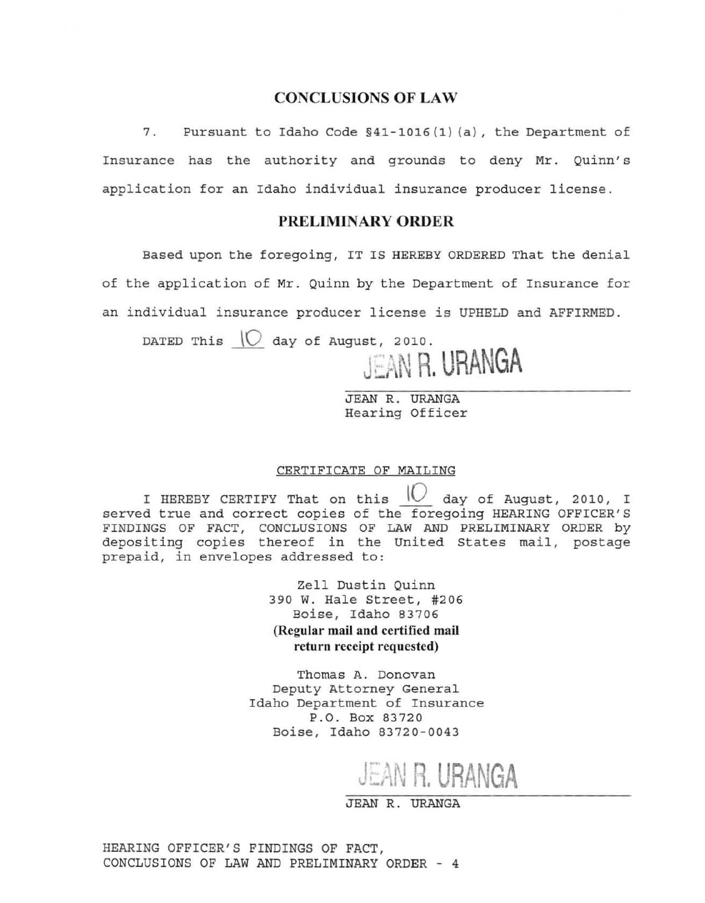## CONCLUSIONS OF LAW

7. Pursuant to Idaho Code §41-1016(1)(a), the Department of Insurance has the authority and grounds to deny Mr. Quinn's application for an Idaho individual insurance producer license.

## PRELIMINARY ORDER

Based upon the foregoing, IT IS HEREBY ORDERED That the denial of the application of Mr. Quinn by the Department of Insurance for an individual insurance producer license is UPHELD and AFFIRMED.

DATED This 10 day of August, 2010.

JEAN R. URANGA

JEAN R. URANGA
Hearing Officer

CERTIFICATE OF MAILING

I HEREBY CERTIFY That on this 10 day of August, 2010, I served true and correct copies of the foregoing HEARING OFFICER'S FINDINGS OF FACT, CONCLUSIONS OF LAW AND PRELIMINARY ORDER by depositing copies thereof in the United States mail, postage prepaid, in envelopes addressed to:

Zell Dustin Quinn
390 W. Hale Street, #206
Boise, Idaho 83706
**(Regular mail and certified mail return receipt requested)**

Thomas A. Donovan
Deputy Attorney General
Idaho Department of Insurance
P.O. Box 83720
Boise, Idaho 83720-0043

JEAN R. URANGA

JEAN R. URANGA

HEARING OFFICER'S FINDINGS OF FACT, CONCLUSIONS OF LAW AND PRELIMINARY ORDER - 4